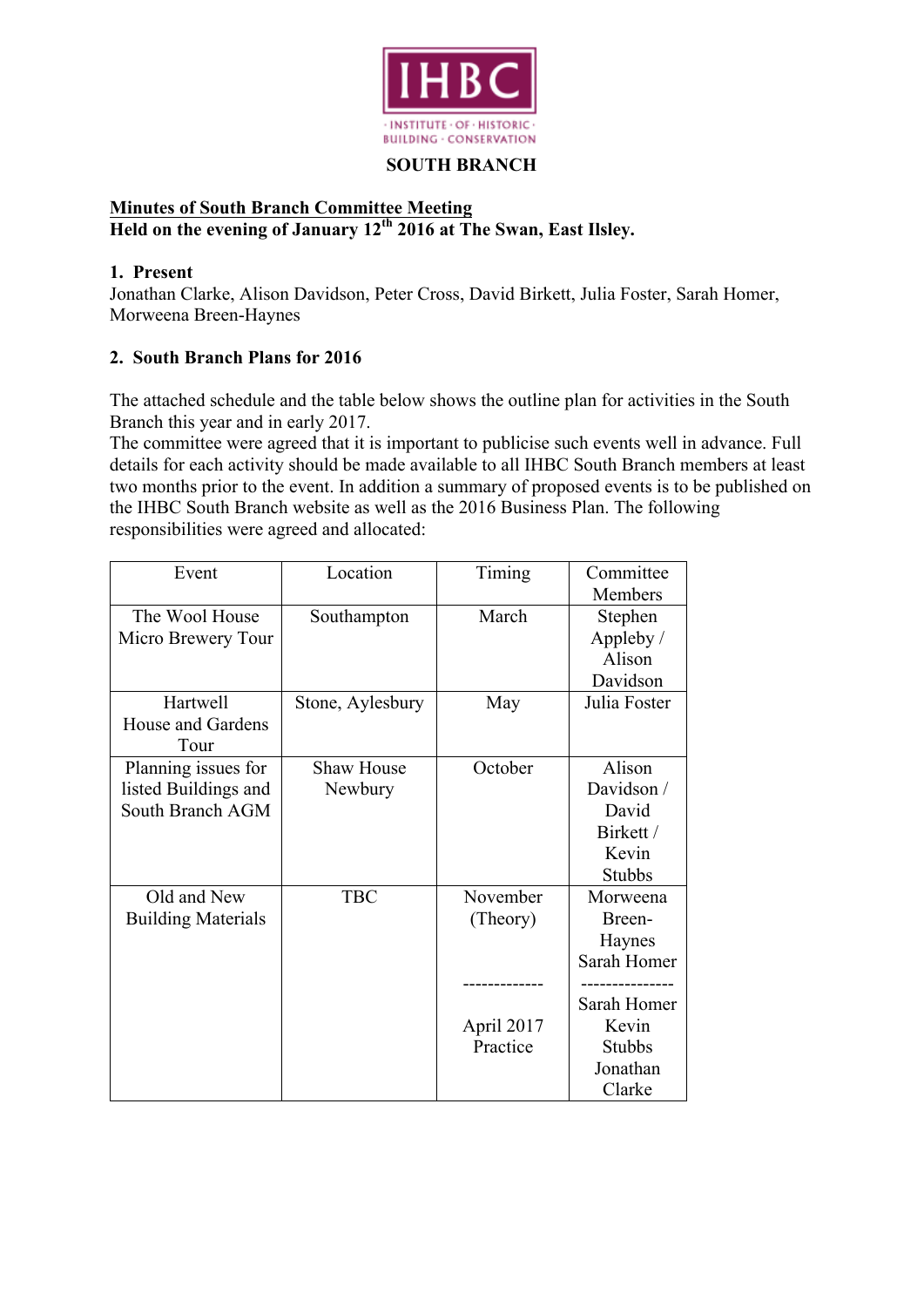IHBC

· INSTITUTE · OF · HISTORIC · BUILDING · CONSERVATION

**SOUTH BRANCH**

**Minutes of South Branch Committee Meeting**
**Held on the evening of January 12th 2016 at The Swan, East Ilsley.**

## 1. Present

Jonathan Clarke, Alison Davidson, Peter Cross, David Birkett, Julia Foster, Sarah Homer, Morweena Breen-Haynes

## 2. South Branch Plans for 2016

The attached schedule and the table below shows the outline plan for activities in the South Branch this year and in early 2017.
The committee were agreed that it is important to publicise such events well in advance. Full details for each activity should be made available to all IHBC South Branch members at least two months prior to the event. In addition a summary of proposed events is to be published on the IHBC South Branch website as well as the 2016 Business Plan. The following responsibilities were agreed and allocated:

| Event | Location | Timing | Committee Members |
|---|---|---|---|
| The Wool House Micro Brewery Tour | Southampton | March | Stephen Appleby / Alison Davidson |
| Hartwell House and Gardens Tour | Stone, Aylesbury | May | Julia Foster |
| Planning issues for listed Buildings and South Branch AGM | Shaw House Newbury | October | Alison Davidson / David Birkett / Kevin Stubbs |
| Old and New Building Materials | TBC | November (Theory) | Morweena Breen-Haynes Sarah Homer |
| | | April 2017 Practice | Sarah Homer Kevin Stubbs Jonathan Clarke |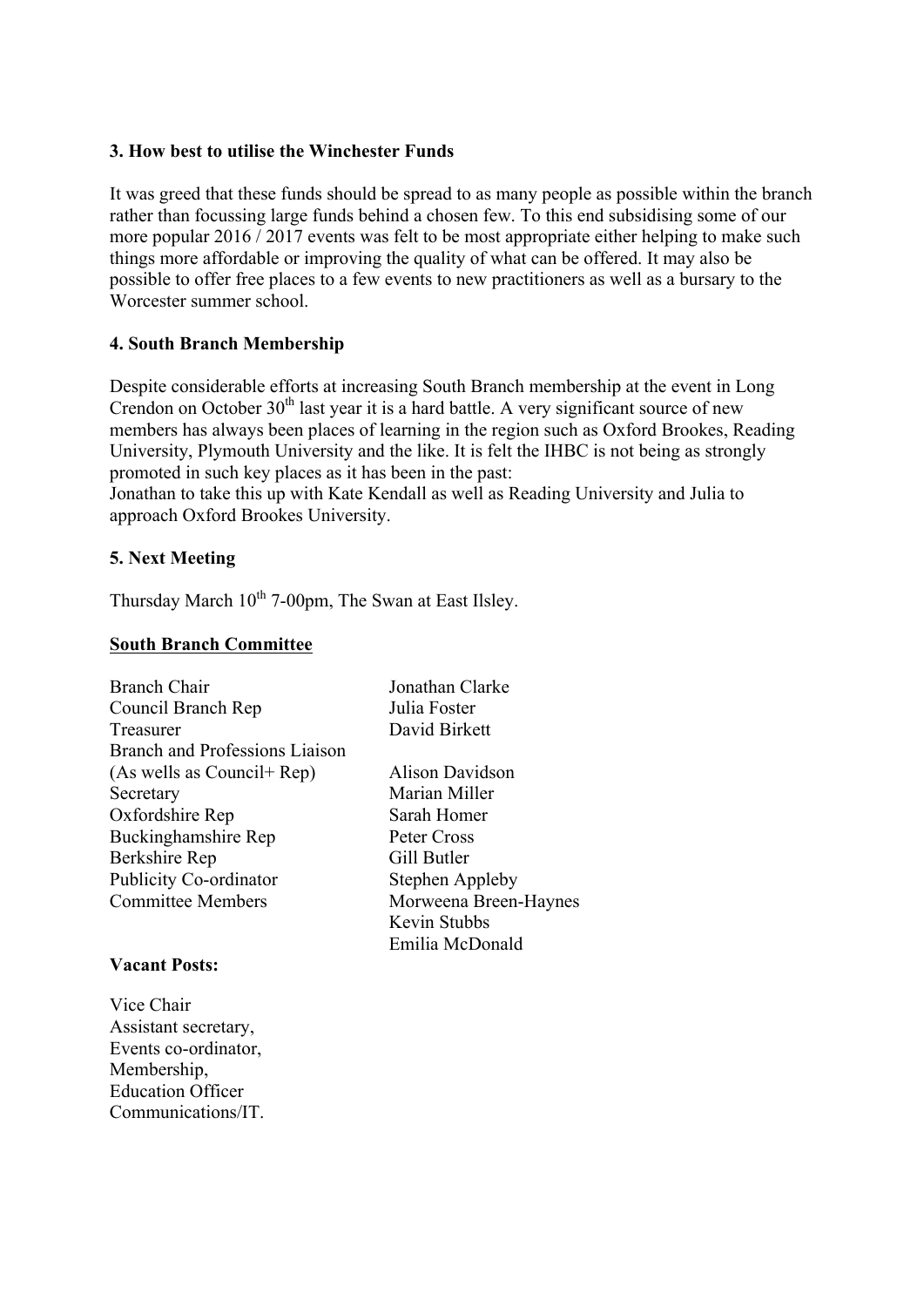### 3. How best to utilise the Winchester Funds

It was greed that these funds should be spread to as many people as possible within the branch rather than focussing large funds behind a chosen few. To this end subsidising some of our more popular 2016 / 2017 events was felt to be most appropriate either helping to make such things more affordable or improving the quality of what can be offered. It may also be possible to offer free places to a few events to new practitioners as well as a bursary to the Worcester summer school.

### 4. South Branch Membership

Despite considerable efforts at increasing South Branch membership at the event in Long Crendon on October 30th last year it is a hard battle. A very significant source of new members has always been places of learning in the region such as Oxford Brookes, Reading University, Plymouth University and the like. It is felt the IHBC is not being as strongly promoted in such key places as it has been in the past:
Jonathan to take this up with Kate Kendall as well as Reading University and Julia to approach Oxford Brookes University.

### 5. Next Meeting

Thursday March 10th 7-00pm, The Swan at East Ilsley.

**<u>South Branch Committee</u>**

| | |
|---|---|
| Branch Chair | Jonathan Clarke |
| Council Branch Rep | Julia Foster |
| Treasurer | David Birkett |
| Branch and Professions Liaison (As wells as Council+ Rep) | Alison Davidson |
| Secretary | Marian Miller |
| Oxfordshire Rep | Sarah Homer |
| Buckinghamshire Rep | Peter Cross |
| Berkshire Rep | Gill Butler |
| Publicity Co-ordinator | Stephen Appleby |
| Committee Members | Morweena Breen-Haynes |
| | Kevin Stubbs |
| | Emilia McDonald |

**Vacant Posts:**

Vice Chair
Assistant secretary,
Events co-ordinator,
Membership,
Education Officer
Communications/IT.